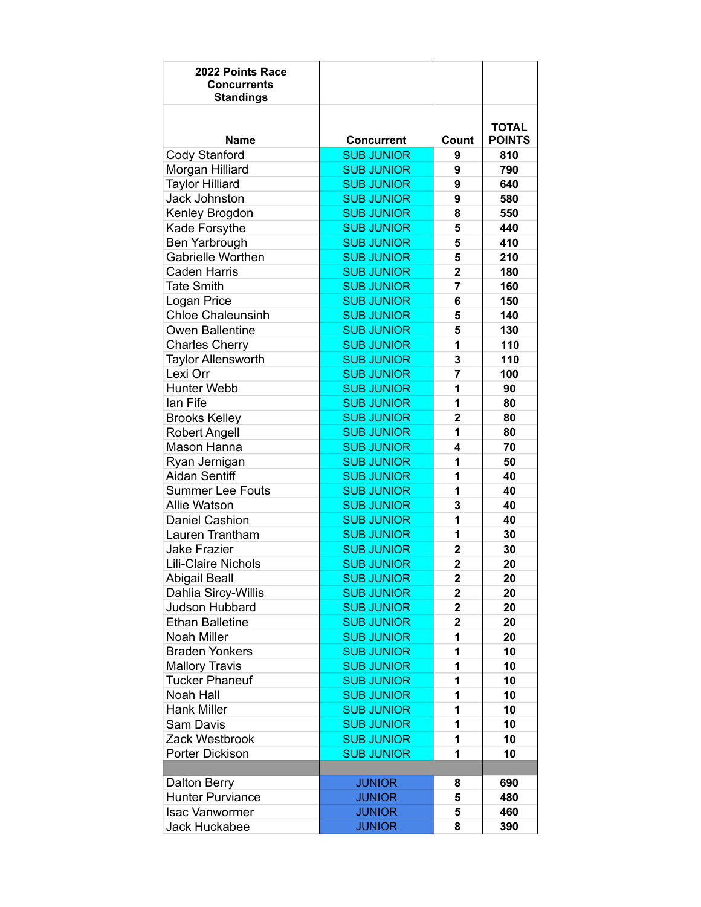| 2022 Points Race Concurrents Standings | | | |
|---|---|---|---|
| **Name** | **Concurrent** | **Count** | **TOTAL POINTS** |
| Cody Stanford | SUB JUNIOR | 9 | 810 |
| Morgan Hilliard | SUB JUNIOR | 9 | 790 |
| Taylor Hilliard | SUB JUNIOR | 9 | 640 |
| Jack Johnston | SUB JUNIOR | 9 | 580 |
| Kenley Brogdon | SUB JUNIOR | 8 | 550 |
| Kade Forsythe | SUB JUNIOR | 5 | 440 |
| Ben Yarbrough | SUB JUNIOR | 5 | 410 |
| Gabrielle Worthen | SUB JUNIOR | 5 | 210 |
| Caden Harris | SUB JUNIOR | 2 | 180 |
| Tate Smith | SUB JUNIOR | 7 | 160 |
| Logan Price | SUB JUNIOR | 6 | 150 |
| Chloe Chaleunsinh | SUB JUNIOR | 5 | 140 |
| Owen Ballentine | SUB JUNIOR | 5 | 130 |
| Charles Cherry | SUB JUNIOR | 1 | 110 |
| Taylor Allensworth | SUB JUNIOR | 3 | 110 |
| Lexi Orr | SUB JUNIOR | 7 | 100 |
| Hunter Webb | SUB JUNIOR | 1 | 90 |
| Ian Fife | SUB JUNIOR | 1 | 80 |
| Brooks Kelley | SUB JUNIOR | 2 | 80 |
| Robert Angell | SUB JUNIOR | 1 | 80 |
| Mason Hanna | SUB JUNIOR | 4 | 70 |
| Ryan Jernigan | SUB JUNIOR | 1 | 50 |
| Aidan Sentiff | SUB JUNIOR | 1 | 40 |
| Summer Lee Fouts | SUB JUNIOR | 1 | 40 |
| Allie Watson | SUB JUNIOR | 3 | 40 |
| Daniel Cashion | SUB JUNIOR | 1 | 40 |
| Lauren Trantham | SUB JUNIOR | 1 | 30 |
| Jake Frazier | SUB JUNIOR | 2 | 30 |
| Lili-Claire Nichols | SUB JUNIOR | 2 | 20 |
| Abigail Beall | SUB JUNIOR | 2 | 20 |
| Dahlia Sircy-Willis | SUB JUNIOR | 2 | 20 |
| Judson Hubbard | SUB JUNIOR | 2 | 20 |
| Ethan Balletine | SUB JUNIOR | 2 | 20 |
| Noah Miller | SUB JUNIOR | 1 | 20 |
| Braden Yonkers | SUB JUNIOR | 1 | 10 |
| Mallory Travis | SUB JUNIOR | 1 | 10 |
| Tucker Phaneuf | SUB JUNIOR | 1 | 10 |
| Noah Hall | SUB JUNIOR | 1 | 10 |
| Hank Miller | SUB JUNIOR | 1 | 10 |
| Sam Davis | SUB JUNIOR | 1 | 10 |
| Zack Westbrook | SUB JUNIOR | 1 | 10 |
| Porter Dickison | SUB JUNIOR | 1 | 10 |
| | | | |
| Dalton Berry | JUNIOR | 8 | 690 |
| Hunter Purviance | JUNIOR | 5 | 480 |
| Isac Vanwormer | JUNIOR | 5 | 460 |
| Jack Huckabee | JUNIOR | 8 | 390 |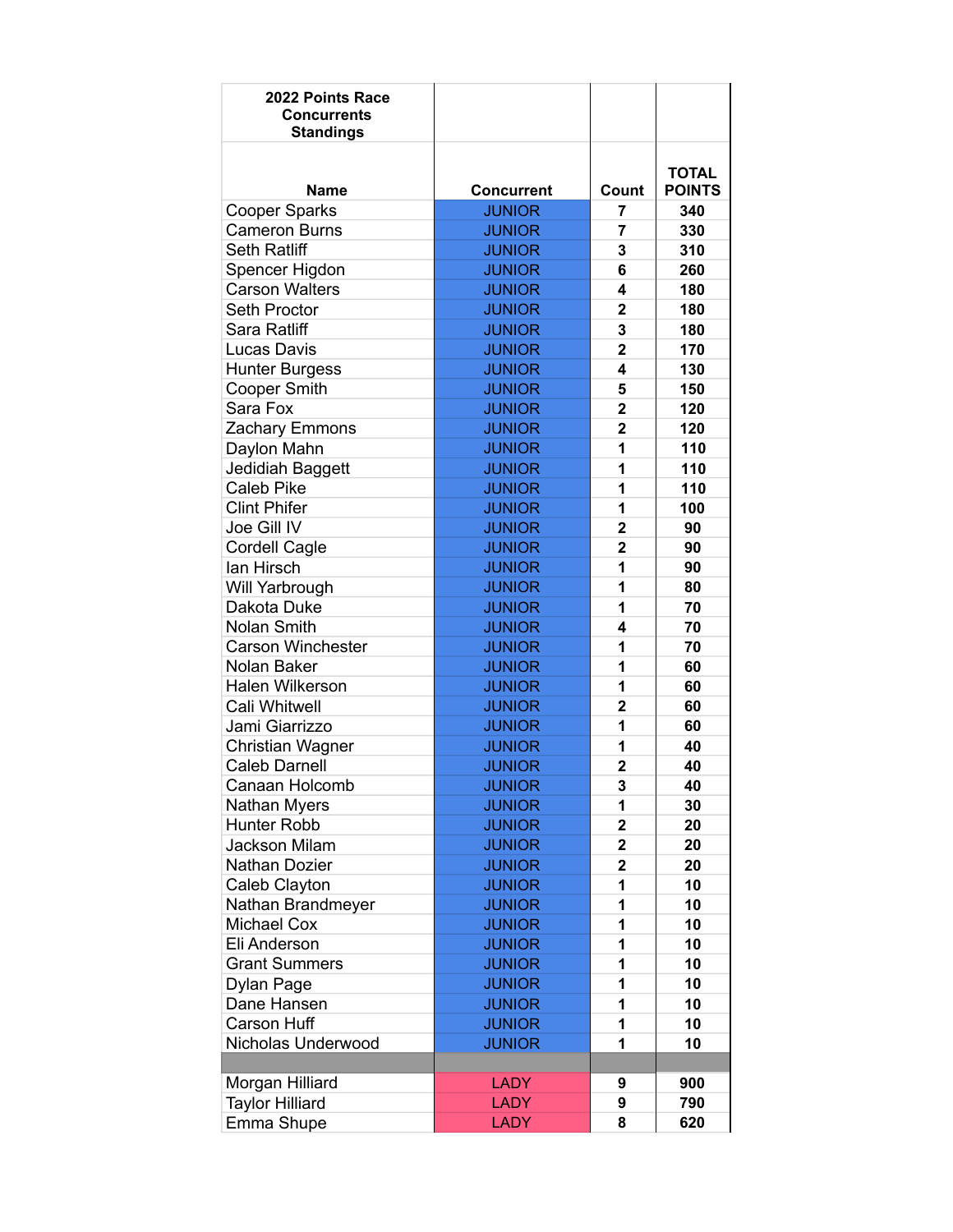| 2022 Points Race Concurrents Standings | | | |
|---|---|---|---|
| **Name** | **Concurrent** | **Count** | **TOTAL POINTS** |
| Cooper Sparks | JUNIOR | 7 | 340 |
| Cameron Burns | JUNIOR | 7 | 330 |
| Seth Ratliff | JUNIOR | 3 | 310 |
| Spencer Higdon | JUNIOR | 6 | 260 |
| Carson Walters | JUNIOR | 4 | 180 |
| Seth Proctor | JUNIOR | 2 | 180 |
| Sara Ratliff | JUNIOR | 3 | 180 |
| Lucas Davis | JUNIOR | 2 | 170 |
| Hunter Burgess | JUNIOR | 4 | 130 |
| Cooper Smith | JUNIOR | 5 | 150 |
| Sara Fox | JUNIOR | 2 | 120 |
| Zachary Emmons | JUNIOR | 2 | 120 |
| Daylon Mahn | JUNIOR | 1 | 110 |
| Jedidiah Baggett | JUNIOR | 1 | 110 |
| Caleb Pike | JUNIOR | 1 | 110 |
| Clint Phifer | JUNIOR | 1 | 100 |
| Joe Gill IV | JUNIOR | 2 | 90 |
| Cordell Cagle | JUNIOR | 2 | 90 |
| Ian Hirsch | JUNIOR | 1 | 90 |
| Will Yarbrough | JUNIOR | 1 | 80 |
| Dakota Duke | JUNIOR | 1 | 70 |
| Nolan Smith | JUNIOR | 4 | 70 |
| Carson Winchester | JUNIOR | 1 | 70 |
| Nolan Baker | JUNIOR | 1 | 60 |
| Halen Wilkerson | JUNIOR | 1 | 60 |
| Cali Whitwell | JUNIOR | 2 | 60 |
| Jami Giarrizzo | JUNIOR | 1 | 60 |
| Christian Wagner | JUNIOR | 1 | 40 |
| Caleb Darnell | JUNIOR | 2 | 40 |
| Canaan Holcomb | JUNIOR | 3 | 40 |
| Nathan Myers | JUNIOR | 1 | 30 |
| Hunter Robb | JUNIOR | 2 | 20 |
| Jackson Milam | JUNIOR | 2 | 20 |
| Nathan Dozier | JUNIOR | 2 | 20 |
| Caleb Clayton | JUNIOR | 1 | 10 |
| Nathan Brandmeyer | JUNIOR | 1 | 10 |
| Michael Cox | JUNIOR | 1 | 10 |
| Eli Anderson | JUNIOR | 1 | 10 |
| Grant Summers | JUNIOR | 1 | 10 |
| Dylan Page | JUNIOR | 1 | 10 |
| Dane Hansen | JUNIOR | 1 | 10 |
| Carson Huff | JUNIOR | 1 | 10 |
| Nicholas Underwood | JUNIOR | 1 | 10 |
| | | | |
| Morgan Hilliard | LADY | 9 | 900 |
| Taylor Hilliard | LADY | 9 | 790 |
| Emma Shupe | LADY | 8 | 620 |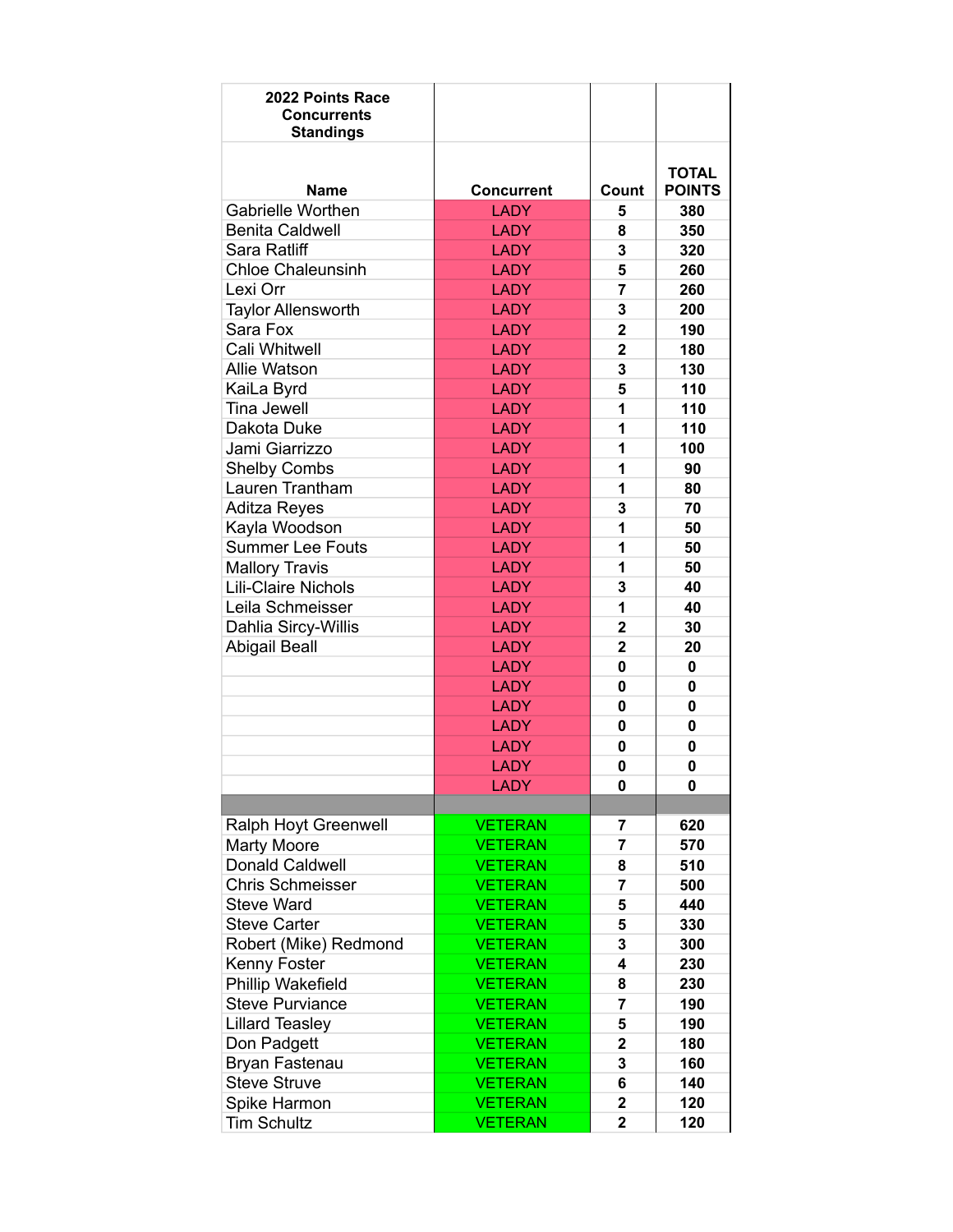| 2022 Points Race Concurrents Standings | | | |
|---|---|---|---|
| **Name** | **Concurrent** | **Count** | **TOTAL POINTS** |
| Gabrielle Worthen | LADY | 5 | 380 |
| Benita Caldwell | LADY | 8 | 350 |
| Sara Ratliff | LADY | 3 | 320 |
| Chloe Chaleunsinh | LADY | 5 | 260 |
| Lexi Orr | LADY | 7 | 260 |
| Taylor Allensworth | LADY | 3 | 200 |
| Sara Fox | LADY | 2 | 190 |
| Cali Whitwell | LADY | 2 | 180 |
| Allie Watson | LADY | 3 | 130 |
| KaiLa Byrd | LADY | 5 | 110 |
| Tina Jewell | LADY | 1 | 110 |
| Dakota Duke | LADY | 1 | 110 |
| Jami Giarrizzo | LADY | 1 | 100 |
| Shelby Combs | LADY | 1 | 90 |
| Lauren Trantham | LADY | 1 | 80 |
| Aditza Reyes | LADY | 3 | 70 |
| Kayla Woodson | LADY | 1 | 50 |
| Summer Lee Fouts | LADY | 1 | 50 |
| Mallory Travis | LADY | 1 | 50 |
| Lili-Claire Nichols | LADY | 3 | 40 |
| Leila Schmeisser | LADY | 1 | 40 |
| Dahlia Sircy-Willis | LADY | 2 | 30 |
| Abigail Beall | LADY | 2 | 20 |
| | LADY | 0 | 0 |
| | LADY | 0 | 0 |
| | LADY | 0 | 0 |
| | LADY | 0 | 0 |
| | LADY | 0 | 0 |
| | LADY | 0 | 0 |
| | LADY | 0 | 0 |
| | | | |
| Ralph Hoyt Greenwell | VETERAN | 7 | 620 |
| Marty Moore | VETERAN | 7 | 570 |
| Donald Caldwell | VETERAN | 8 | 510 |
| Chris Schmeisser | VETERAN | 7 | 500 |
| Steve Ward | VETERAN | 5 | 440 |
| Steve Carter | VETERAN | 5 | 330 |
| Robert (Mike) Redmond | VETERAN | 3 | 300 |
| Kenny Foster | VETERAN | 4 | 230 |
| Phillip Wakefield | VETERAN | 8 | 230 |
| Steve Purviance | VETERAN | 7 | 190 |
| Lillard Teasley | VETERAN | 5 | 190 |
| Don Padgett | VETERAN | 2 | 180 |
| Bryan Fastenau | VETERAN | 3 | 160 |
| Steve Struve | VETERAN | 6 | 140 |
| Spike Harmon | VETERAN | 2 | 120 |
| Tim Schultz | VETERAN | 2 | 120 |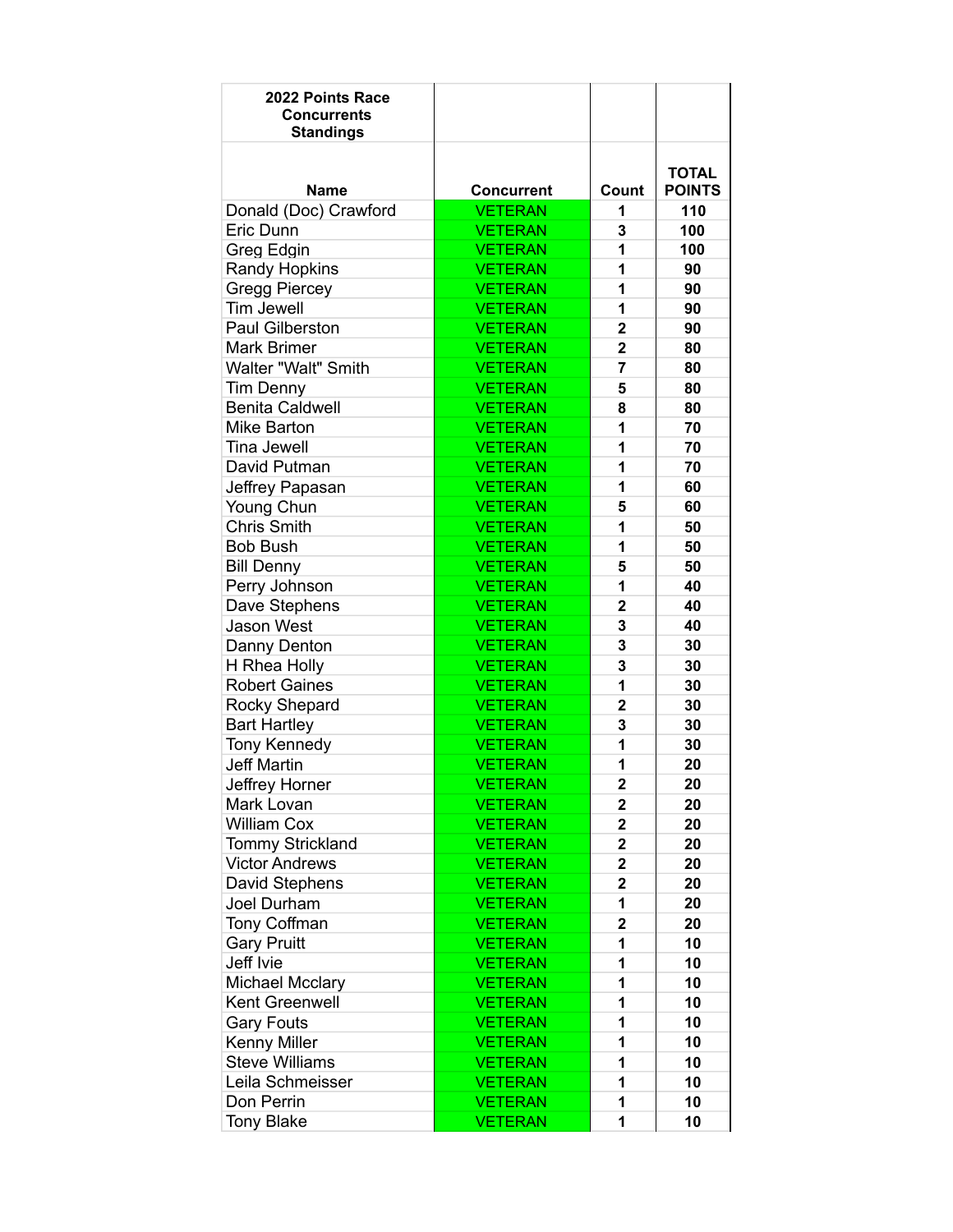| 2022 Points Race Concurrents Standings | | | |
|---|---|---|---|
| **Name** | **Concurrent** | **Count** | **TOTAL POINTS** |
| Donald (Doc) Crawford | VETERAN | **1** | **110** |
| Eric Dunn | VETERAN | **3** | **100** |
| Greg Edgin | VETERAN | **1** | **100** |
| Randy Hopkins | VETERAN | **1** | **90** |
| Gregg Piercey | VETERAN | **1** | **90** |
| Tim Jewell | VETERAN | **1** | **90** |
| Paul Gilberston | VETERAN | **2** | **90** |
| Mark Brimer | VETERAN | **2** | **80** |
| Walter "Walt" Smith | VETERAN | **7** | **80** |
| Tim Denny | VETERAN | **5** | **80** |
| Benita Caldwell | VETERAN | **8** | **80** |
| Mike Barton | VETERAN | **1** | **70** |
| Tina Jewell | VETERAN | **1** | **70** |
| David Putman | VETERAN | **1** | **70** |
| Jeffrey Papasan | VETERAN | **1** | **60** |
| Young Chun | VETERAN | **5** | **60** |
| Chris Smith | VETERAN | **1** | **50** |
| Bob Bush | VETERAN | **1** | **50** |
| Bill Denny | VETERAN | **5** | **50** |
| Perry Johnson | VETERAN | **1** | **40** |
| Dave Stephens | VETERAN | **2** | **40** |
| Jason West | VETERAN | **3** | **40** |
| Danny Denton | VETERAN | **3** | **30** |
| H Rhea Holly | VETERAN | **3** | **30** |
| Robert Gaines | VETERAN | **1** | **30** |
| Rocky Shepard | VETERAN | **2** | **30** |
| Bart Hartley | VETERAN | **3** | **30** |
| Tony Kennedy | VETERAN | **1** | **30** |
| Jeff Martin | VETERAN | **1** | **20** |
| Jeffrey Horner | VETERAN | **2** | **20** |
| Mark Lovan | VETERAN | **2** | **20** |
| William Cox | VETERAN | **2** | **20** |
| Tommy Strickland | VETERAN | **2** | **20** |
| Victor Andrews | VETERAN | **2** | **20** |
| David Stephens | VETERAN | **2** | **20** |
| Joel Durham | VETERAN | **1** | **20** |
| Tony Coffman | VETERAN | **2** | **20** |
| Gary Pruitt | VETERAN | **1** | **10** |
| Jeff Ivie | VETERAN | **1** | **10** |
| Michael Mcclary | VETERAN | **1** | **10** |
| Kent Greenwell | VETERAN | **1** | **10** |
| Gary Fouts | VETERAN | **1** | **10** |
| Kenny Miller | VETERAN | **1** | **10** |
| Steve Williams | VETERAN | **1** | **10** |
| Leila Schmeisser | VETERAN | **1** | **10** |
| Don Perrin | VETERAN | **1** | **10** |
| Tony Blake | VETERAN | **1** | **10** |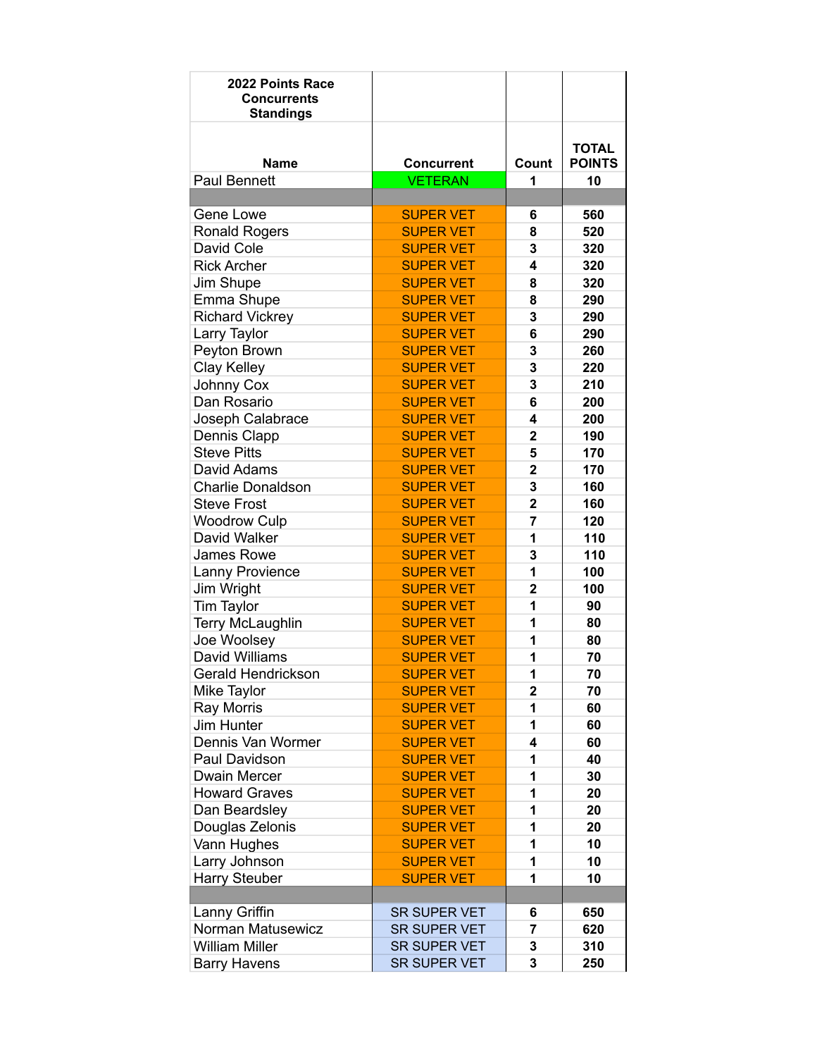| 2022 Points Race Concurrents Standings | | | |
|---|---|---|---|
| **Name** | **Concurrent** | **Count** | **TOTAL POINTS** |
| Paul Bennett | VETERAN | 1 | 10 |
| | | | |
| Gene Lowe | SUPER VET | 6 | 560 |
| Ronald Rogers | SUPER VET | 8 | 520 |
| David Cole | SUPER VET | 3 | 320 |
| Rick Archer | SUPER VET | 4 | 320 |
| Jim Shupe | SUPER VET | 8 | 320 |
| Emma Shupe | SUPER VET | 8 | 290 |
| Richard Vickrey | SUPER VET | 3 | 290 |
| Larry Taylor | SUPER VET | 6 | 290 |
| Peyton Brown | SUPER VET | 3 | 260 |
| Clay Kelley | SUPER VET | 3 | 220 |
| Johnny Cox | SUPER VET | 3 | 210 |
| Dan Rosario | SUPER VET | 6 | 200 |
| Joseph Calabrace | SUPER VET | 4 | 200 |
| Dennis Clapp | SUPER VET | 2 | 190 |
| Steve Pitts | SUPER VET | 5 | 170 |
| David Adams | SUPER VET | 2 | 170 |
| Charlie Donaldson | SUPER VET | 3 | 160 |
| Steve Frost | SUPER VET | 2 | 160 |
| Woodrow Culp | SUPER VET | 7 | 120 |
| David Walker | SUPER VET | 1 | 110 |
| James Rowe | SUPER VET | 3 | 110 |
| Lanny Provience | SUPER VET | 1 | 100 |
| Jim Wright | SUPER VET | 2 | 100 |
| Tim Taylor | SUPER VET | 1 | 90 |
| Terry McLaughlin | SUPER VET | 1 | 80 |
| Joe Woolsey | SUPER VET | 1 | 80 |
| David Williams | SUPER VET | 1 | 70 |
| Gerald Hendrickson | SUPER VET | 1 | 70 |
| Mike Taylor | SUPER VET | 2 | 70 |
| Ray Morris | SUPER VET | 1 | 60 |
| Jim Hunter | SUPER VET | 1 | 60 |
| Dennis Van Wormer | SUPER VET | 4 | 60 |
| Paul Davidson | SUPER VET | 1 | 40 |
| Dwain Mercer | SUPER VET | 1 | 30 |
| Howard Graves | SUPER VET | 1 | 20 |
| Dan Beardsley | SUPER VET | 1 | 20 |
| Douglas Zelonis | SUPER VET | 1 | 20 |
| Vann Hughes | SUPER VET | 1 | 10 |
| Larry Johnson | SUPER VET | 1 | 10 |
| Harry Steuber | SUPER VET | 1 | 10 |
| | | | |
| Lanny Griffin | SR SUPER VET | 6 | 650 |
| Norman Matusewicz | SR SUPER VET | 7 | 620 |
| William Miller | SR SUPER VET | 3 | 310 |
| Barry Havens | SR SUPER VET | 3 | 250 |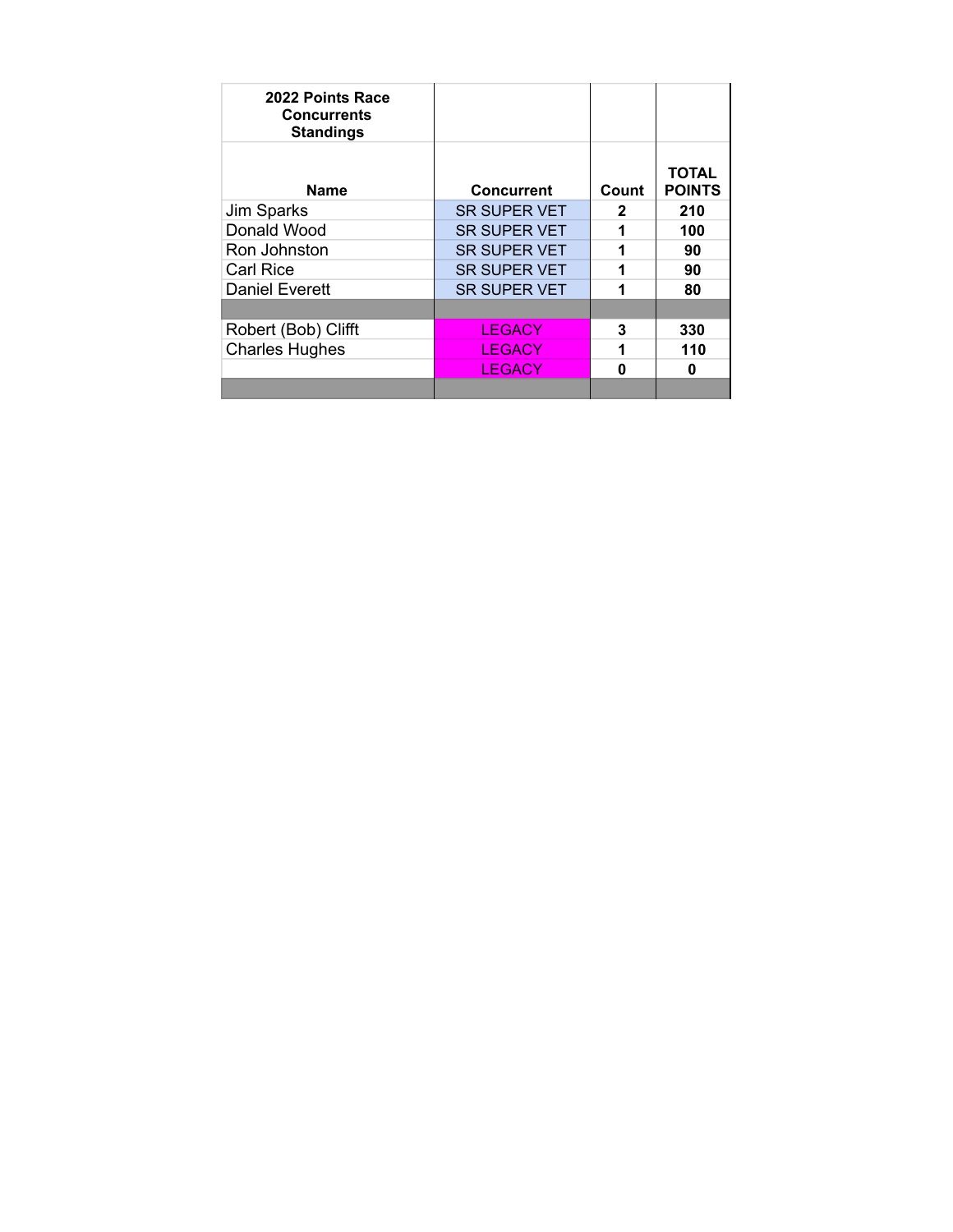| 2022 Points Race Concurrents Standings | | | |
|---|---|---|---|
| **Name** | **Concurrent** | **Count** | **TOTAL POINTS** |
| Jim Sparks | SR SUPER VET | **2** | **210** |
| Donald Wood | SR SUPER VET | **1** | **100** |
| Ron Johnston | SR SUPER VET | **1** | **90** |
| Carl Rice | SR SUPER VET | **1** | **90** |
| Daniel Everett | SR SUPER VET | **1** | **80** |
| | | | |
| Robert (Bob) Clifft | LEGACY | **3** | **330** |
| Charles Hughes | LEGACY | **1** | **110** |
| | LEGACY | **0** | **0** |
| | | | |